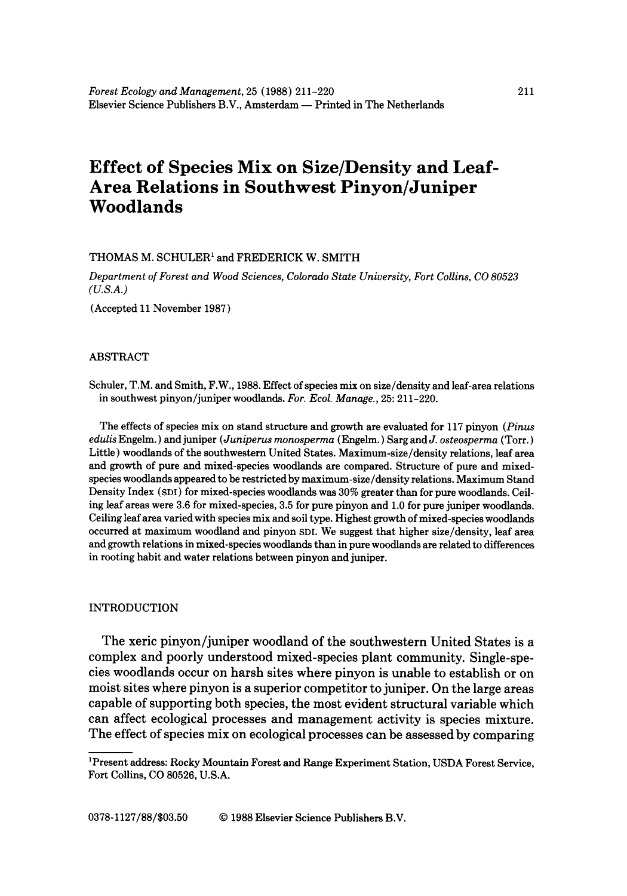Forest Ecology and Management, 25 (1988) 211-220
Elsevier Science Publishers B.V., Amsterdam — Printed in The Netherlands

# Effect of Species Mix on Size/Density and Leaf-Area Relations in Southwest Pinyon/Juniper Woodlands

THOMAS M. SCHULER[1] and FREDERICK W. SMITH

*Department of Forest and Wood Sciences, Colorado State University, Fort Collins, CO 80523 (U.S.A.)*

(Accepted 11 November 1987)

## ABSTRACT

Schuler, T.M. and Smith, F.W., 1988. Effect of species mix on size/density and leaf-area relations in southwest pinyon/juniper woodlands. *For. Ecol. Manage.*, 25: 211-220.

The effects of species mix on stand structure and growth are evaluated for 117 pinyon (*Pinus edulis* Engelm.) and juniper (*Juniperus monosperma* (Engelm.) Sarg and *J. osteosperma* (Torr.) Little) woodlands of the southwestern United States. Maximum-size/density relations, leaf area and growth of pure and mixed-species woodlands are compared. Structure of pure and mixed-species woodlands appeared to be restricted by maximum-size/density relations. Maximum Stand Density Index (SDI) for mixed-species woodlands was 30% greater than for pure woodlands. Ceiling leaf areas were 3.6 for mixed-species, 3.5 for pure pinyon and 1.0 for pure juniper woodlands. Ceiling leaf area varied with species mix and soil type. Highest growth of mixed-species woodlands occurred at maximum woodland and pinyon SDI. We suggest that higher size/density, leaf area and growth relations in mixed-species woodlands than in pure woodlands are related to differences in rooting habit and water relations between pinyon and juniper.

## INTRODUCTION

The xeric pinyon/juniper woodland of the southwestern United States is a complex and poorly understood mixed-species plant community. Single-species woodlands occur on harsh sites where pinyon is unable to establish or on moist sites where pinyon is a superior competitor to juniper. On the large areas capable of supporting both species, the most evident structural variable which can affect ecological processes and management activity is species mixture. The effect of species mix on ecological processes can be assessed by comparing

[1]Present address: Rocky Mountain Forest and Range Experiment Station, USDA Forest Service, Fort Collins, CO 80526, U.S.A.

0378-1127/88/$03.50 © 1988 Elsevier Science Publishers B.V.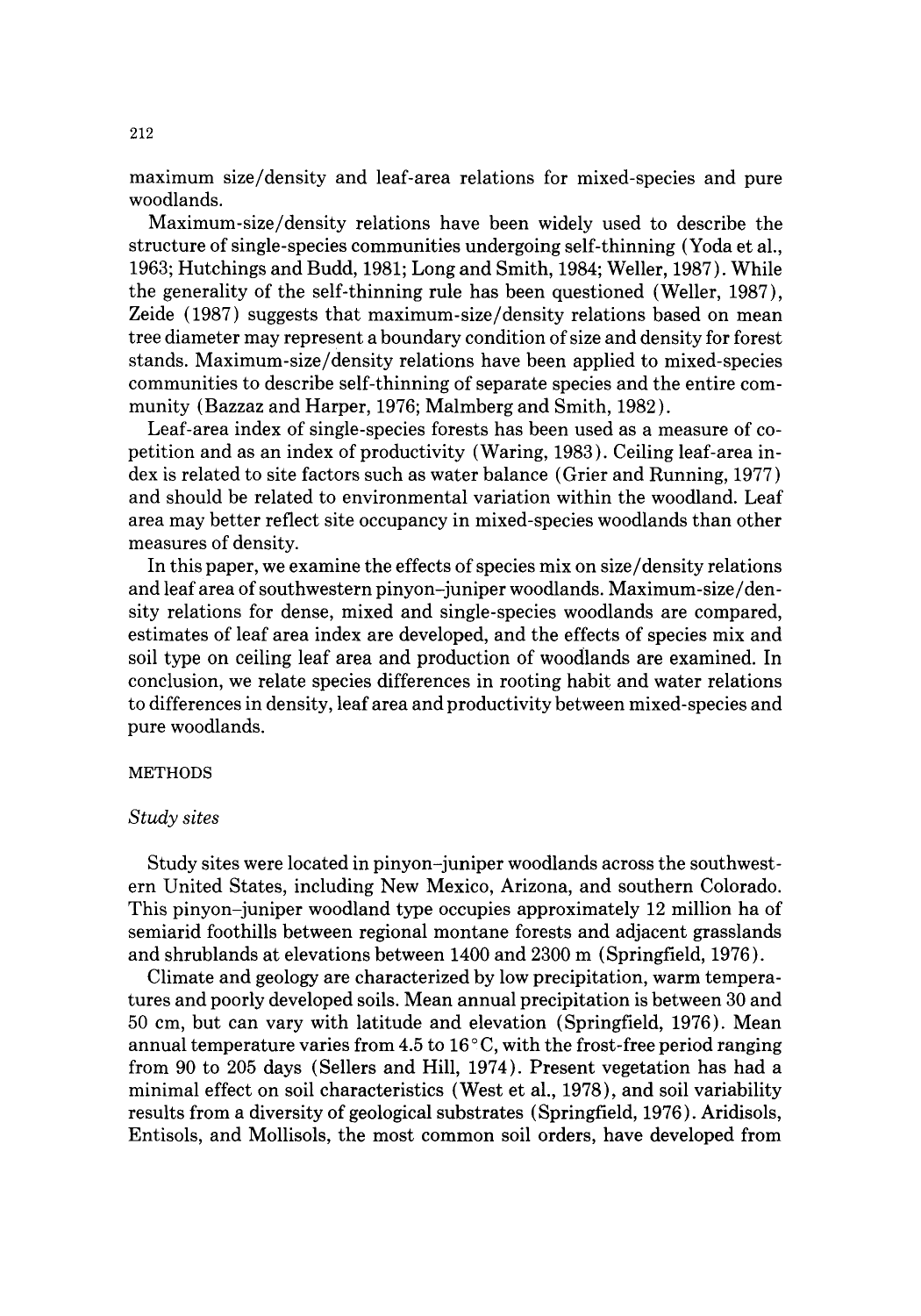maximum size/density and leaf-area relations for mixed-species and pure woodlands.

Maximum-size/density relations have been widely used to describe the structure of single-species communities undergoing self-thinning (Yoda et al., 1963; Hutchings and Budd, 1981; Long and Smith, 1984; Weller, 1987). While the generality of the self-thinning rule has been questioned (Weller, 1987), Zeide (1987) suggests that maximum-size/density relations based on mean tree diameter may represent a boundary condition of size and density for forest stands. Maximum-size/density relations have been applied to mixed-species communities to describe self-thinning of separate species and the entire community (Bazzaz and Harper, 1976; Malmberg and Smith, 1982).

Leaf-area index of single-species forests has been used as a measure of competition and as an index of productivity (Waring, 1983). Ceiling leaf-area index is related to site factors such as water balance (Grier and Running, 1977) and should be related to environmental variation within the woodland. Leaf area may better reflect site occupancy in mixed-species woodlands than other measures of density.

In this paper, we examine the effects of species mix on size/density relations and leaf area of southwestern pinyon–juniper woodlands. Maximum-size/density relations for dense, mixed and single-species woodlands are compared, estimates of leaf area index are developed, and the effects of species mix and soil type on ceiling leaf area and production of woodlands are examined. In conclusion, we relate species differences in rooting habit and water relations to differences in density, leaf area and productivity between mixed-species and pure woodlands.

## METHODS

### *Study sites*

Study sites were located in pinyon–juniper woodlands across the southwestern United States, including New Mexico, Arizona, and southern Colorado. This pinyon–juniper woodland type occupies approximately 12 million ha of semiarid foothills between regional montane forests and adjacent grasslands and shrublands at elevations between 1400 and 2300 m (Springfield, 1976).

Climate and geology are characterized by low precipitation, warm temperatures and poorly developed soils. Mean annual precipitation is between 30 and 50 cm, but can vary with latitude and elevation (Springfield, 1976). Mean annual temperature varies from 4.5 to 16°C, with the frost-free period ranging from 90 to 205 days (Sellers and Hill, 1974). Present vegetation has had a minimal effect on soil characteristics (West et al., 1978), and soil variability results from a diversity of geological substrates (Springfield, 1976). Aridisols, Entisols, and Mollisols, the most common soil orders, have developed from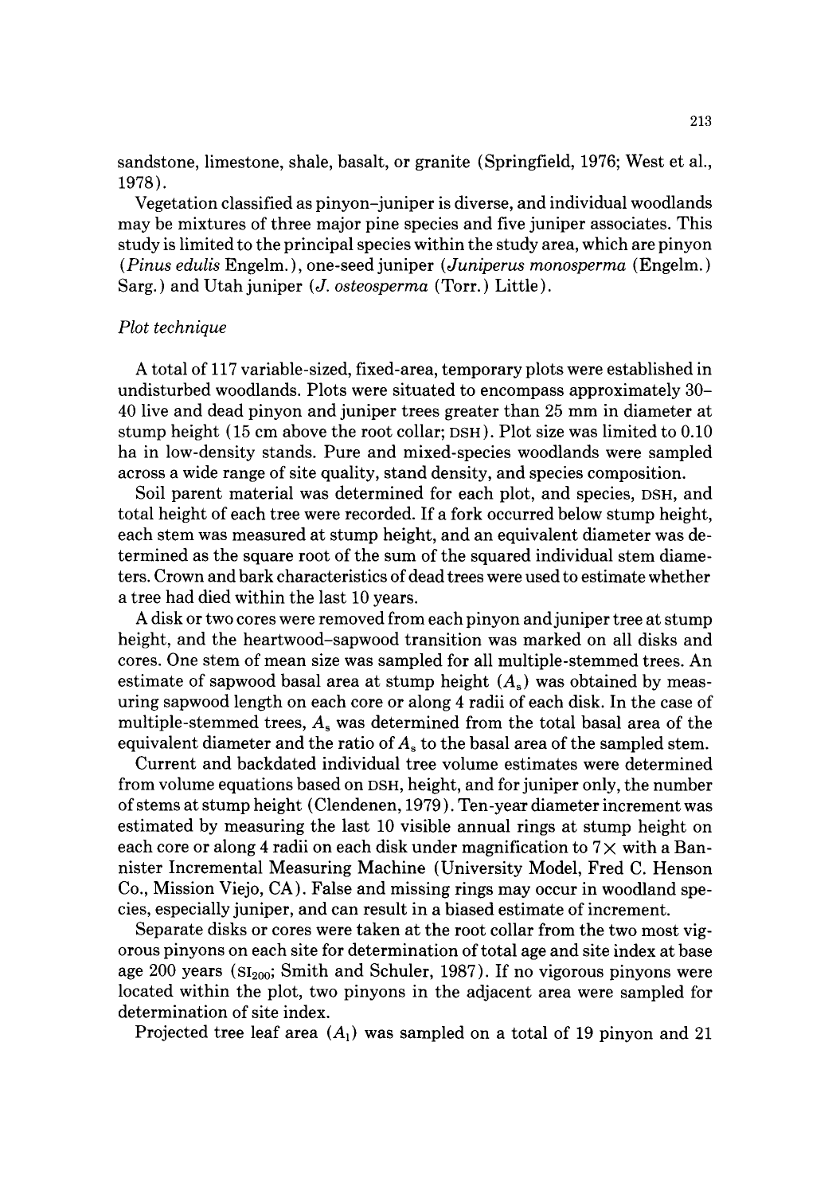sandstone, limestone, shale, basalt, or granite (Springfield, 1976; West et al., 1978).

Vegetation classified as pinyon–juniper is diverse, and individual woodlands may be mixtures of three major pine species and five juniper associates. This study is limited to the principal species within the study area, which are pinyon (*Pinus edulis* Engelm.), one-seed juniper (*Juniperus monosperma* (Engelm.) Sarg.) and Utah juniper (*J. osteosperma* (Torr.) Little).

### *Plot technique*

A total of 117 variable-sized, fixed-area, temporary plots were established in undisturbed woodlands. Plots were situated to encompass approximately 30–40 live and dead pinyon and juniper trees greater than 25 mm in diameter at stump height (15 cm above the root collar; DSH). Plot size was limited to 0.10 ha in low-density stands. Pure and mixed-species woodlands were sampled across a wide range of site quality, stand density, and species composition.

Soil parent material was determined for each plot, and species, DSH, and total height of each tree were recorded. If a fork occurred below stump height, each stem was measured at stump height, and an equivalent diameter was determined as the square root of the sum of the squared individual stem diameters. Crown and bark characteristics of dead trees were used to estimate whether a tree had died within the last 10 years.

A disk or two cores were removed from each pinyon and juniper tree at stump height, and the heartwood–sapwood transition was marked on all disks and cores. One stem of mean size was sampled for all multiple-stemmed trees. An estimate of sapwood basal area at stump height ($A_s$) was obtained by measuring sapwood length on each core or along 4 radii of each disk. In the case of multiple-stemmed trees, $A_s$ was determined from the total basal area of the equivalent diameter and the ratio of $A_s$ to the basal area of the sampled stem.

Current and backdated individual tree volume estimates were determined from volume equations based on DSH, height, and for juniper only, the number of stems at stump height (Clendenen, 1979). Ten-year diameter increment was estimated by measuring the last 10 visible annual rings at stump height on each core or along 4 radii on each disk under magnification to $7\times$ with a Bannister Incremental Measuring Machine (University Model, Fred C. Henson Co., Mission Viejo, CA). False and missing rings may occur in woodland species, especially juniper, and can result in a biased estimate of increment.

Separate disks or cores were taken at the root collar from the two most vigorous pinyons on each site for determination of total age and site index at base age 200 years ($SI_{200}$; Smith and Schuler, 1987). If no vigorous pinyons were located within the plot, two pinyons in the adjacent area were sampled for determination of site index.

Projected tree leaf area ($A_l$) was sampled on a total of 19 pinyon and 21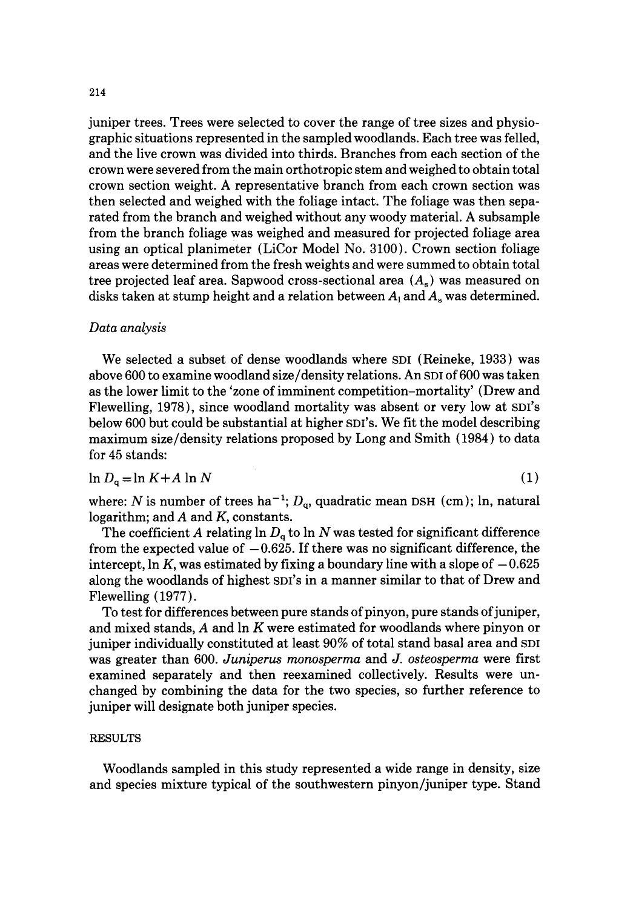juniper trees. Trees were selected to cover the range of tree sizes and physiographic situations represented in the sampled woodlands. Each tree was felled, and the live crown was divided into thirds. Branches from each section of the crown were severed from the main orthotropic stem and weighed to obtain total crown section weight. A representative branch from each crown section was then selected and weighed with the foliage intact. The foliage was then separated from the branch and weighed without any woody material. A subsample from the branch foliage was weighed and measured for projected foliage area using an optical planimeter (LiCor Model No. 3100). Crown section foliage areas were determined from the fresh weights and were summed to obtain total tree projected leaf area. Sapwood cross-sectional area ($A_s$) was measured on disks taken at stump height and a relation between $A_l$ and $A_s$ was determined.

### *Data analysis*

We selected a subset of dense woodlands where SDI (Reineke, 1933) was above 600 to examine woodland size/density relations. An SDI of 600 was taken as the lower limit to the 'zone of imminent competition–mortality' (Drew and Flewelling, 1978), since woodland mortality was absent or very low at SDI's below 600 but could be substantial at higher SDI's. We fit the model describing maximum size/density relations proposed by Long and Smith (1984) to data for 45 stands:

$$\ln D_q = \ln K + A \ln N \tag{1}$$

where: $N$ is number of trees ha$^{-1}$; $D_q$, quadratic mean DSH (cm); ln, natural logarithm; and $A$ and $K$, constants.

The coefficient $A$ relating $\ln D_q$ to $\ln N$ was tested for significant difference from the expected value of $-0.625$. If there was no significant difference, the intercept, $\ln K$, was estimated by fixing a boundary line with a slope of $-0.625$ along the woodlands of highest SDI's in a manner similar to that of Drew and Flewelling (1977).

To test for differences between pure stands of pinyon, pure stands of juniper, and mixed stands, $A$ and $\ln K$ were estimated for woodlands where pinyon or juniper individually constituted at least 90% of total stand basal area and SDI was greater than 600. *Juniperus monosperma* and *J. osteosperma* were first examined separately and then reexamined collectively. Results were unchanged by combining the data for the two species, so further reference to juniper will designate both juniper species.

## RESULTS

Woodlands sampled in this study represented a wide range in density, size and species mixture typical of the southwestern pinyon/juniper type. Stand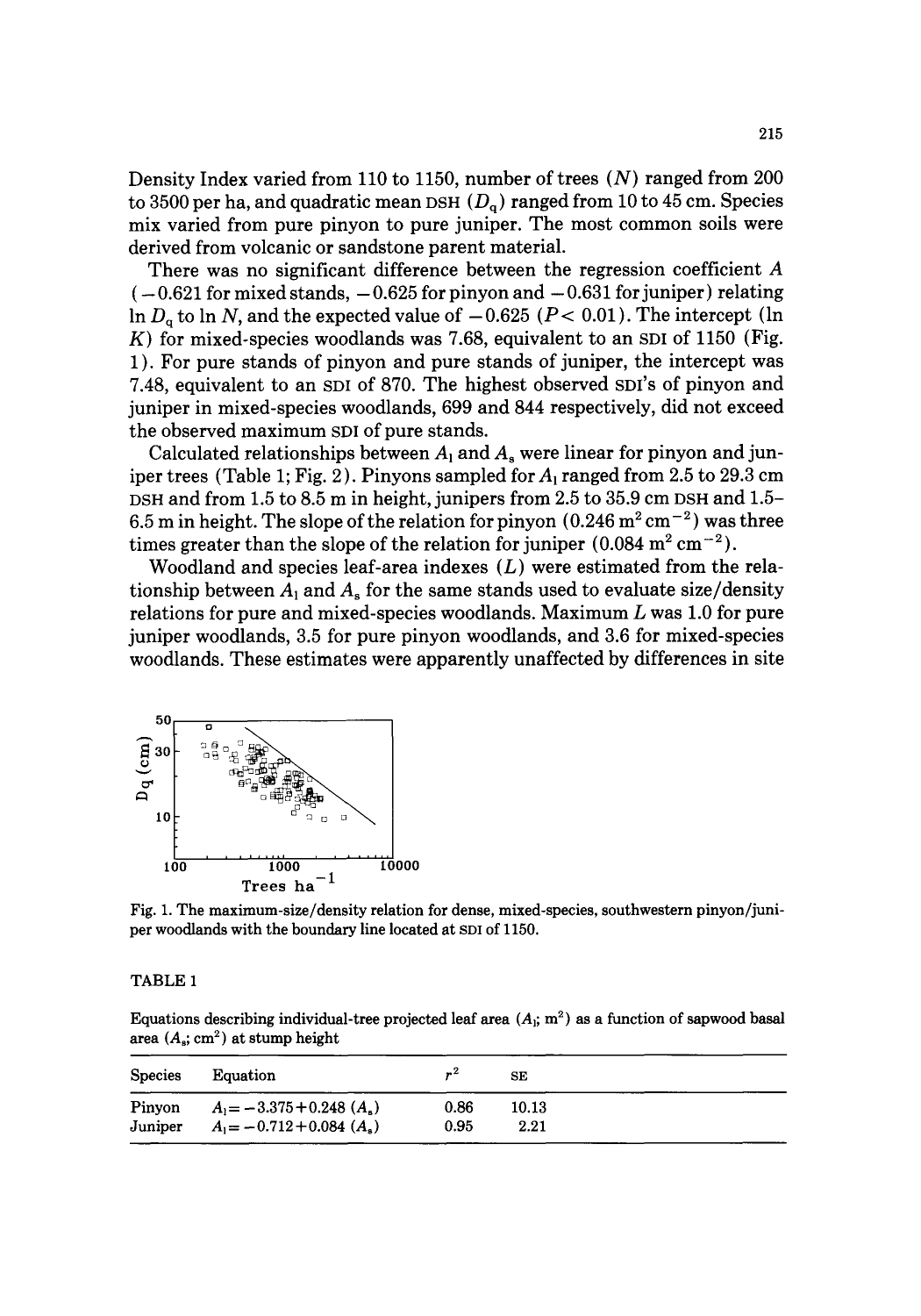Density Index varied from 110 to 1150, number of trees ($N$) ranged from 200 to 3500 per ha, and quadratic mean DSH ($D_q$) ranged from 10 to 45 cm. Species mix varied from pure pinyon to pure juniper. The most common soils were derived from volcanic or sandstone parent material.

There was no significant difference between the regression coefficient $A$ ($-0.621$ for mixed stands, $-0.625$ for pinyon and $-0.631$ for juniper) relating $\ln D_q$ to $\ln N$, and the expected value of $-0.625$ ($P < 0.01$). The intercept ($\ln K$) for mixed-species woodlands was 7.68, equivalent to an SDI of 1150 (Fig. 1). For pure stands of pinyon and pure stands of juniper, the intercept was 7.48, equivalent to an SDI of 870. The highest observed SDI's of pinyon and juniper in mixed-species woodlands, 699 and 844 respectively, did not exceed the observed maximum SDI of pure stands.

Calculated relationships between $A_l$ and $A_s$ were linear for pinyon and juniper trees (Table 1; Fig. 2). Pinyons sampled for $A_l$ ranged from 2.5 to 29.3 cm DSH and from 1.5 to 8.5 m in height, junipers from 2.5 to 35.9 cm DSH and 1.5–6.5 m in height. The slope of the relation for pinyon ($0.246\ \mathrm{m^2\,cm^{-2}}$) was three times greater than the slope of the relation for juniper ($0.084\ \mathrm{m^2\,cm^{-2}}$).

Woodland and species leaf-area indexes ($L$) were estimated from the relationship between $A_l$ and $A_s$ for the same stands used to evaluate size/density relations for pure and mixed-species woodlands. Maximum $L$ was 1.0 for pure juniper woodlands, 3.5 for pure pinyon woodlands, and 3.6 for mixed-species woodlands. These estimates were apparently unaffected by differences in site

Fig. 1. The maximum-size/density relation for dense, mixed-species, southwestern pinyon/juniper woodlands with the boundary line located at SDI of 1150.

TABLE 1

Equations describing individual-tree projected leaf area ($A_l$; m$^2$) as a function of sapwood basal area ($A_s$; cm$^2$) at stump height

| Species | Equation | $r^2$ | SE |
|---|---|---|---|
| Pinyon | $A_l = -3.375 + 0.248\ (A_s)$ | 0.86 | 10.13 |
| Juniper | $A_l = -0.712 + 0.084\ (A_s)$ | 0.95 | 2.21 |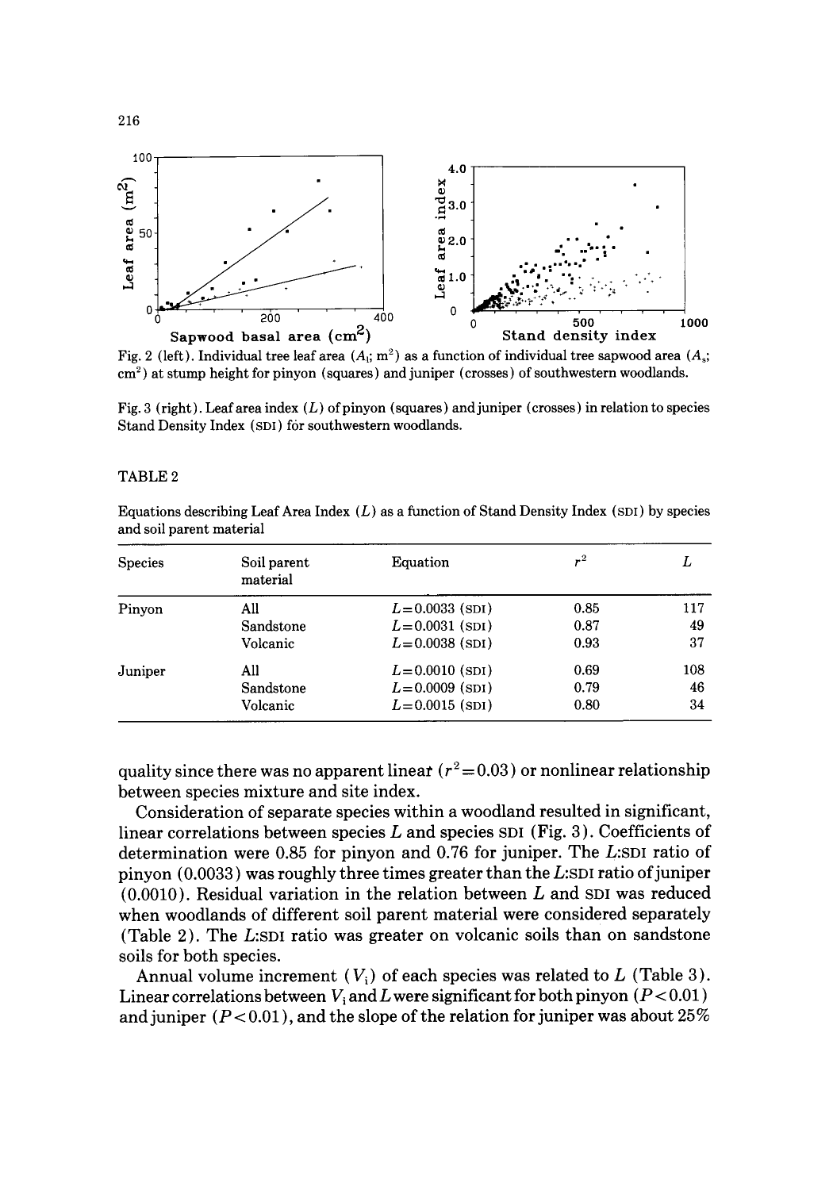Fig. 2 (left). Individual tree leaf area ($A_l$; m$^2$) as a function of individual tree sapwood area ($A_s$; cm$^2$) at stump height for pinyon (squares) and juniper (crosses) of southwestern woodlands.

Fig. 3 (right). Leaf area index ($L$) of pinyon (squares) and juniper (crosses) in relation to species Stand Density Index (SDI) for southwestern woodlands.

TABLE 2

Equations describing Leaf Area Index ($L$) as a function of Stand Density Index (SDI) by species and soil parent material

| Species | Soil parent material | Equation | $r^2$ | $L$ |
|---|---|---|---|---|
| Pinyon | All | $L = 0.0033$ (SDI) | 0.85 | 117 |
| | Sandstone | $L = 0.0031$ (SDI) | 0.87 | 49 |
| | Volcanic | $L = 0.0038$ (SDI) | 0.93 | 37 |
| Juniper | All | $L = 0.0010$ (SDI) | 0.69 | 108 |
| | Sandstone | $L = 0.0009$ (SDI) | 0.79 | 46 |
| | Volcanic | $L = 0.0015$ (SDI) | 0.80 | 34 |

quality since there was no apparent linear ($r^2 = 0.03$) or nonlinear relationship between species mixture and site index.

Consideration of separate species within a woodland resulted in significant, linear correlations between species $L$ and species SDI (Fig. 3). Coefficients of determination were 0.85 for pinyon and 0.76 for juniper. The $L$:SDI ratio of pinyon (0.0033) was roughly three times greater than the $L$:SDI ratio of juniper (0.0010). Residual variation in the relation between $L$ and SDI was reduced when woodlands of different soil parent material were considered separately (Table 2). The $L$:SDI ratio was greater on volcanic soils than on sandstone soils for both species.

Annual volume increment ($V_i$) of each species was related to $L$ (Table 3). Linear correlations between $V_i$ and $L$ were significant for both pinyon ($P < 0.01$) and juniper ($P < 0.01$), and the slope of the relation for juniper was about 25%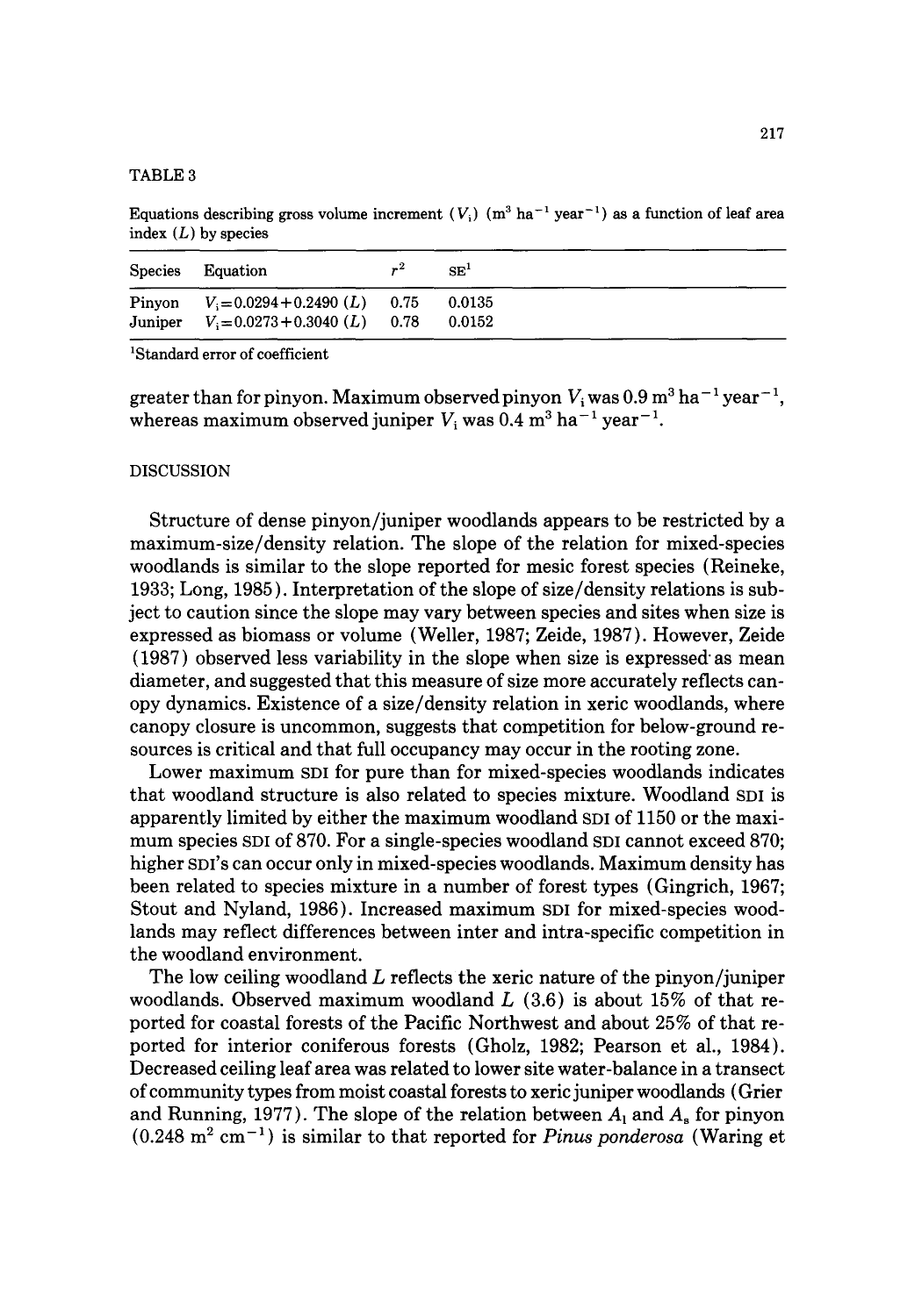TABLE 3

Equations describing gross volume increment ($V_i$) (m$^3$ ha$^{-1}$ year$^{-1}$) as a function of leaf area index ($L$) by species

| Species | Equation | $r^2$ | SE[1] |
|---|---|---|---|
| Pinyon | $V_i = 0.0294 + 0.2490\ (L)$ | 0.75 | 0.0135 |
| Juniper | $V_i = 0.0273 + 0.3040\ (L)$ | 0.78 | 0.0152 |

[1]Standard error of coefficient

greater than for pinyon. Maximum observed pinyon $V_i$ was 0.9 m$^3$ ha$^{-1}$ year$^{-1}$, whereas maximum observed juniper $V_i$ was 0.4 m$^3$ ha$^{-1}$ year$^{-1}$.

## DISCUSSION

Structure of dense pinyon/juniper woodlands appears to be restricted by a maximum-size/density relation. The slope of the relation for mixed-species woodlands is similar to the slope reported for mesic forest species (Reineke, 1933; Long, 1985). Interpretation of the slope of size/density relations is subject to caution since the slope may vary between species and sites when size is expressed as biomass or volume (Weller, 1987; Zeide, 1987). However, Zeide (1987) observed less variability in the slope when size is expressed as mean diameter, and suggested that this measure of size more accurately reflects canopy dynamics. Existence of a size/density relation in xeric woodlands, where canopy closure is uncommon, suggests that competition for below-ground resources is critical and that full occupancy may occur in the rooting zone.

Lower maximum SDI for pure than for mixed-species woodlands indicates that woodland structure is also related to species mixture. Woodland SDI is apparently limited by either the maximum woodland SDI of 1150 or the maximum species SDI of 870. For a single-species woodland SDI cannot exceed 870; higher SDI's can occur only in mixed-species woodlands. Maximum density has been related to species mixture in a number of forest types (Gingrich, 1967; Stout and Nyland, 1986). Increased maximum SDI for mixed-species woodlands may reflect differences between inter and intra-specific competition in the woodland environment.

The low ceiling woodland $L$ reflects the xeric nature of the pinyon/juniper woodlands. Observed maximum woodland $L$ (3.6) is about 15% of that reported for coastal forests of the Pacific Northwest and about 25% of that reported for interior coniferous forests (Gholz, 1982; Pearson et al., 1984). Decreased ceiling leaf area was related to lower site water-balance in a transect of community types from moist coastal forests to xeric juniper woodlands (Grier and Running, 1977). The slope of the relation between $A_l$ and $A_s$ for pinyon (0.248 m$^2$ cm$^{-1}$) is similar to that reported for *Pinus ponderosa* (Waring et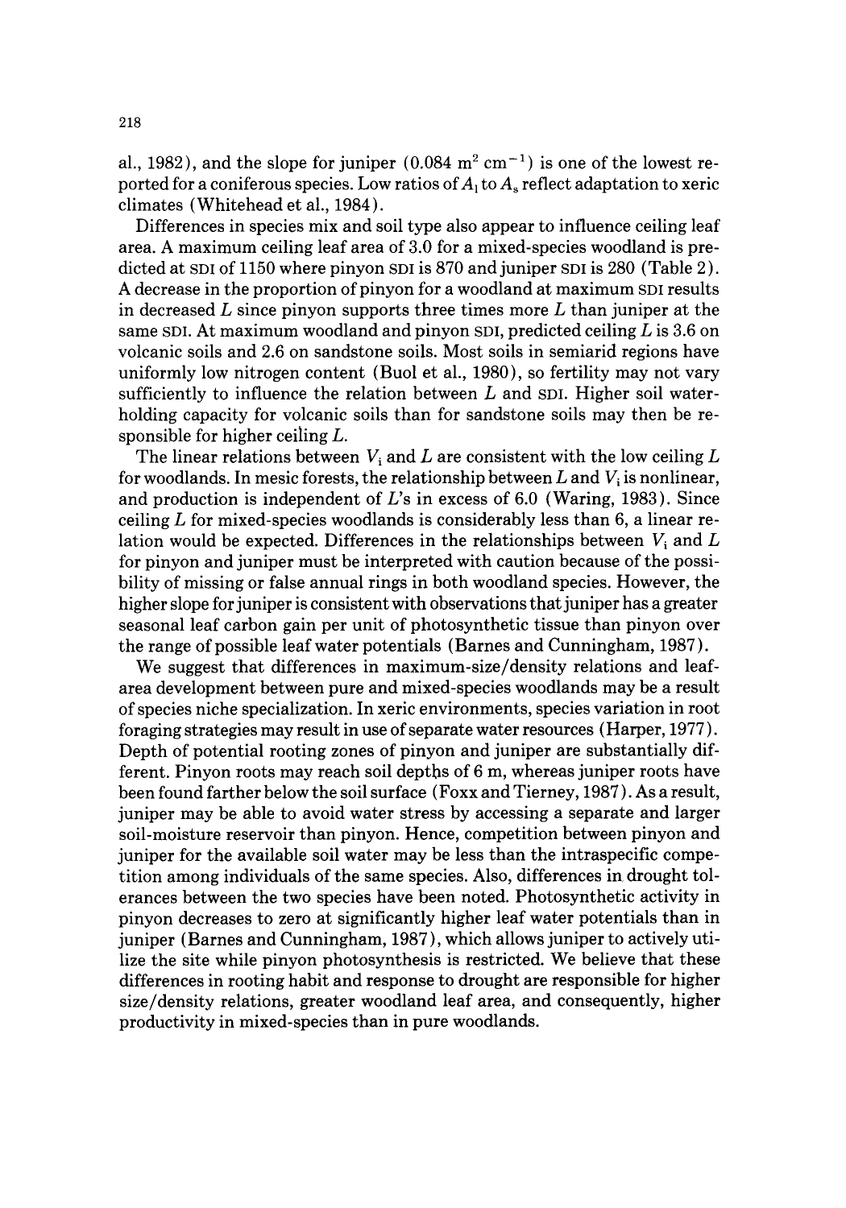al., 1982), and the slope for juniper (0.084 $m^2\ cm^{-1}$) is one of the lowest reported for a coniferous species. Low ratios of $A_l$ to $A_s$ reflect adaptation to xeric climates (Whitehead et al., 1984).

Differences in species mix and soil type also appear to influence ceiling leaf area. A maximum ceiling leaf area of 3.0 for a mixed-species woodland is predicted at SDI of 1150 where pinyon SDI is 870 and juniper SDI is 280 (Table 2). A decrease in the proportion of pinyon for a woodland at maximum SDI results in decreased $L$ since pinyon supports three times more $L$ than juniper at the same SDI. At maximum woodland and pinyon SDI, predicted ceiling $L$ is 3.6 on volcanic soils and 2.6 on sandstone soils. Most soils in semiarid regions have uniformly low nitrogen content (Buol et al., 1980), so fertility may not vary sufficiently to influence the relation between $L$ and SDI. Higher soil water-holding capacity for volcanic soils than for sandstone soils may then be responsible for higher ceiling $L$.

The linear relations between $V_i$ and $L$ are consistent with the low ceiling $L$ for woodlands. In mesic forests, the relationship between $L$ and $V_i$ is nonlinear, and production is independent of $L$'s in excess of 6.0 (Waring, 1983). Since ceiling $L$ for mixed-species woodlands is considerably less than 6, a linear relation would be expected. Differences in the relationships between $V_i$ and $L$ for pinyon and juniper must be interpreted with caution because of the possibility of missing or false annual rings in both woodland species. However, the higher slope for juniper is consistent with observations that juniper has a greater seasonal leaf carbon gain per unit of photosynthetic tissue than pinyon over the range of possible leaf water potentials (Barnes and Cunningham, 1987).

We suggest that differences in maximum-size/density relations and leaf-area development between pure and mixed-species woodlands may be a result of species niche specialization. In xeric environments, species variation in root foraging strategies may result in use of separate water resources (Harper, 1977). Depth of potential rooting zones of pinyon and juniper are substantially different. Pinyon roots may reach soil depths of 6 m, whereas juniper roots have been found farther below the soil surface (Foxx and Tierney, 1987). As a result, juniper may be able to avoid water stress by accessing a separate and larger soil-moisture reservoir than pinyon. Hence, competition between pinyon and juniper for the available soil water may be less than the intraspecific competition among individuals of the same species. Also, differences in drought tolerances between the two species have been noted. Photosynthetic activity in pinyon decreases to zero at significantly higher leaf water potentials than in juniper (Barnes and Cunningham, 1987), which allows juniper to actively utilize the site while pinyon photosynthesis is restricted. We believe that these differences in rooting habit and response to drought are responsible for higher size/density relations, greater woodland leaf area, and consequently, higher productivity in mixed-species than in pure woodlands.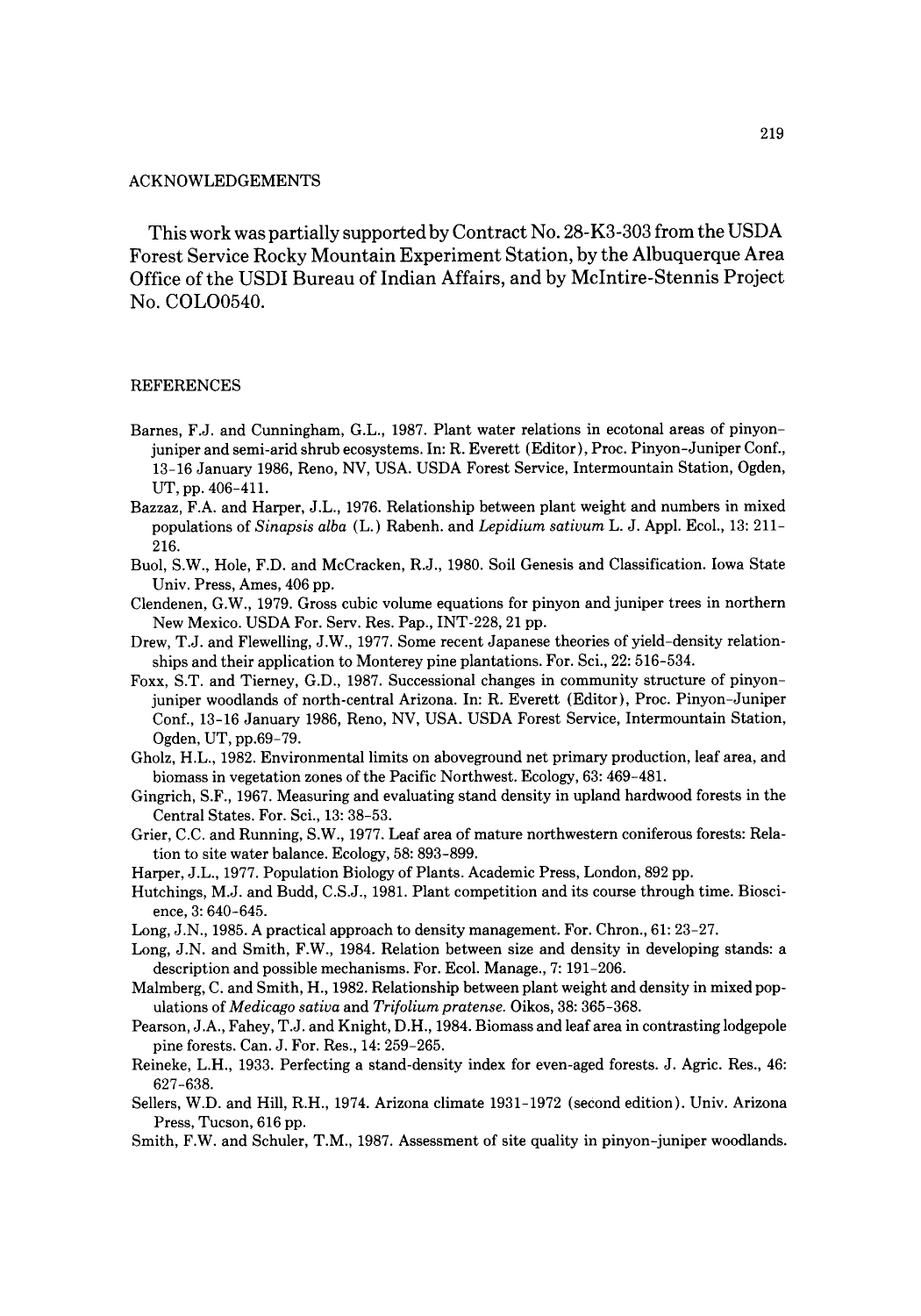## ACKNOWLEDGEMENTS

This work was partially supported by Contract No. 28-K3-303 from the USDA Forest Service Rocky Mountain Experiment Station, by the Albuquerque Area Office of the USDI Bureau of Indian Affairs, and by McIntire-Stennis Project No. COLO0540.

## REFERENCES

Barnes, F.J. and Cunningham, G.L., 1987. Plant water relations in ecotonal areas of pinyon-juniper and semi-arid shrub ecosystems. In: R. Everett (Editor), Proc. Pinyon-Juniper Conf., 13-16 January 1986, Reno, NV, USA. USDA Forest Service, Intermountain Station, Ogden, UT, pp. 406-411.

Bazzaz, F.A. and Harper, J.L., 1976. Relationship between plant weight and numbers in mixed populations of *Sinapsis alba* (L.) Rabenh. and *Lepidium sativum* L. J. Appl. Ecol., 13: 211-216.

Buol, S.W., Hole, F.D. and McCracken, R.J., 1980. Soil Genesis and Classification. Iowa State Univ. Press, Ames, 406 pp.

Clendenen, G.W., 1979. Gross cubic volume equations for pinyon and juniper trees in northern New Mexico. USDA For. Serv. Res. Pap., INT-228, 21 pp.

Drew, T.J. and Flewelling, J.W., 1977. Some recent Japanese theories of yield-density relationships and their application to Monterey pine plantations. For. Sci., 22: 516-534.

Foxx, S.T. and Tierney, G.D., 1987. Successional changes in community structure of pinyon-juniper woodlands of north-central Arizona. In: R. Everett (Editor), Proc. Pinyon-Juniper Conf., 13-16 January 1986, Reno, NV, USA. USDA Forest Service, Intermountain Station, Ogden, UT, pp.69-79.

Gholz, H.L., 1982. Environmental limits on aboveground net primary production, leaf area, and biomass in vegetation zones of the Pacific Northwest. Ecology, 63: 469-481.

Gingrich, S.F., 1967. Measuring and evaluating stand density in upland hardwood forests in the Central States. For. Sci., 13: 38-53.

Grier, C.C. and Running, S.W., 1977. Leaf area of mature northwestern coniferous forests: Relation to site water balance. Ecology, 58: 893-899.

Harper, J.L., 1977. Population Biology of Plants. Academic Press, London, 892 pp.

Hutchings, M.J. and Budd, C.S.J., 1981. Plant competition and its course through time. Bioscience, 3: 640-645.

Long, J.N., 1985. A practical approach to density management. For. Chron., 61: 23-27.

Long, J.N. and Smith, F.W., 1984. Relation between size and density in developing stands: a description and possible mechanisms. For. Ecol. Manage., 7: 191-206.

Malmberg, C. and Smith, H., 1982. Relationship between plant weight and density in mixed populations of *Medicago sativa* and *Trifolium pratense*. Oikos, 38: 365-368.

Pearson, J.A., Fahey, T.J. and Knight, D.H., 1984. Biomass and leaf area in contrasting lodgepole pine forests. Can. J. For. Res., 14: 259-265.

Reineke, L.H., 1933. Perfecting a stand-density index for even-aged forests. J. Agric. Res., 46: 627-638.

Sellers, W.D. and Hill, R.H., 1974. Arizona climate 1931-1972 (second edition). Univ. Arizona Press, Tucson, 616 pp.

Smith, F.W. and Schuler, T.M., 1987. Assessment of site quality in pinyon-juniper woodlands.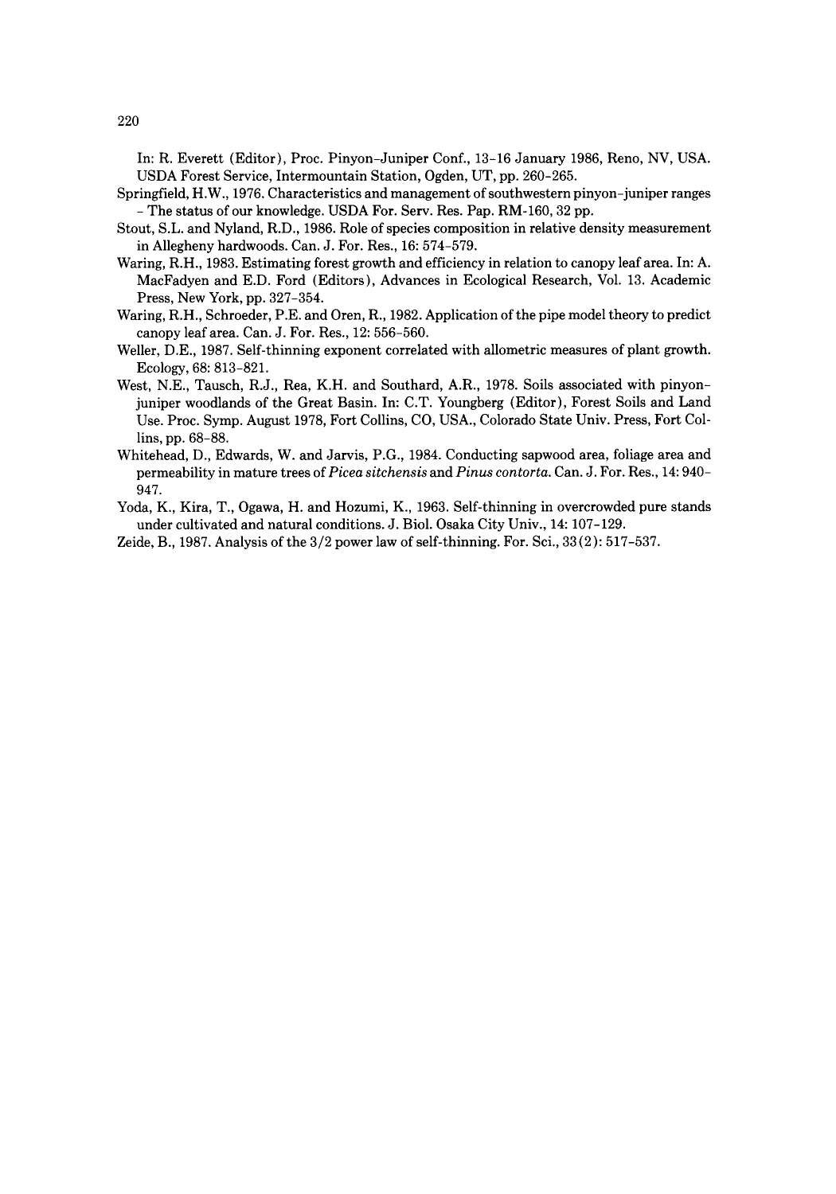In: R. Everett (Editor), Proc. Pinyon–Juniper Conf., 13–16 January 1986, Reno, NV, USA. USDA Forest Service, Intermountain Station, Ogden, UT, pp. 260–265.

Springfield, H.W., 1976. Characteristics and management of southwestern pinyon–juniper ranges – The status of our knowledge. USDA For. Serv. Res. Pap. RM-160, 32 pp.

Stout, S.L. and Nyland, R.D., 1986. Role of species composition in relative density measurement in Allegheny hardwoods. Can. J. For. Res., 16: 574–579.

Waring, R.H., 1983. Estimating forest growth and efficiency in relation to canopy leaf area. In: A. MacFadyen and E.D. Ford (Editors), Advances in Ecological Research, Vol. 13. Academic Press, New York, pp. 327–354.

Waring, R.H., Schroeder, P.E. and Oren, R., 1982. Application of the pipe model theory to predict canopy leaf area. Can. J. For. Res., 12: 556–560.

Weller, D.E., 1987. Self-thinning exponent correlated with allometric measures of plant growth. Ecology, 68: 813–821.

West, N.E., Tausch, R.J., Rea, K.H. and Southard, A.R., 1978. Soils associated with pinyon–juniper woodlands of the Great Basin. In: C.T. Youngberg (Editor), Forest Soils and Land Use. Proc. Symp. August 1978, Fort Collins, CO, USA., Colorado State Univ. Press, Fort Collins, pp. 68–88.

Whitehead, D., Edwards, W. and Jarvis, P.G., 1984. Conducting sapwood area, foliage area and permeability in mature trees of *Picea sitchensis* and *Pinus contorta*. Can. J. For. Res., 14: 940–947.

Yoda, K., Kira, T., Ogawa, H. and Hozumi, K., 1963. Self-thinning in overcrowded pure stands under cultivated and natural conditions. J. Biol. Osaka City Univ., 14: 107–129.

Zeide, B., 1987. Analysis of the 3/2 power law of self-thinning. For. Sci., 33(2): 517–537.